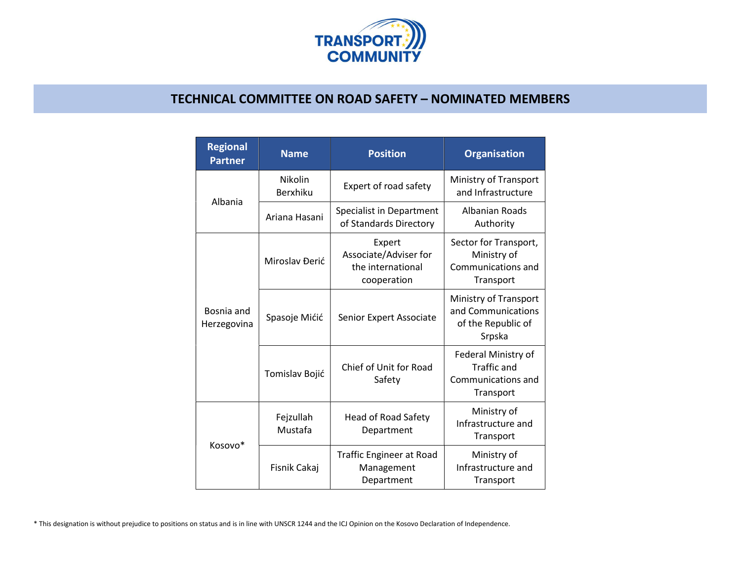# TECHNICAL COMMITTEE ON ROAD SAFETY – NOMINATED MEMBERS

| Regional Partner | Name | Position | Organisation |
|---|---|---|---|
| Albania | Nikolin Berxhiku | Expert of road safety | Ministry of Transport and Infrastructure |
| | Ariana Hasani | Specialist in Department of Standards Directory | Albanian Roads Authority |
| Bosnia and Herzegovina | Miroslav Đerić | Expert Associate/Adviser for the international cooperation | Sector for Transport, Ministry of Communications and Transport |
| | Spasoje Mićić | Senior Expert Associate | Ministry of Transport and Communications of the Republic of Srpska |
| | Tomislav Bojić | Chief of Unit for Road Safety | Federal Ministry of Traffic and Communications and Transport |
| Kosovo* | Fejzullah Mustafa | Head of Road Safety Department | Ministry of Infrastructure and Transport |
| | Fisnik Cakaj | Traffic Engineer at Road Management Department | Ministry of Infrastructure and Transport |

* This designation is without prejudice to positions on status and is in line with UNSCR 1244 and the ICJ Opinion on the Kosovo Declaration of Independence.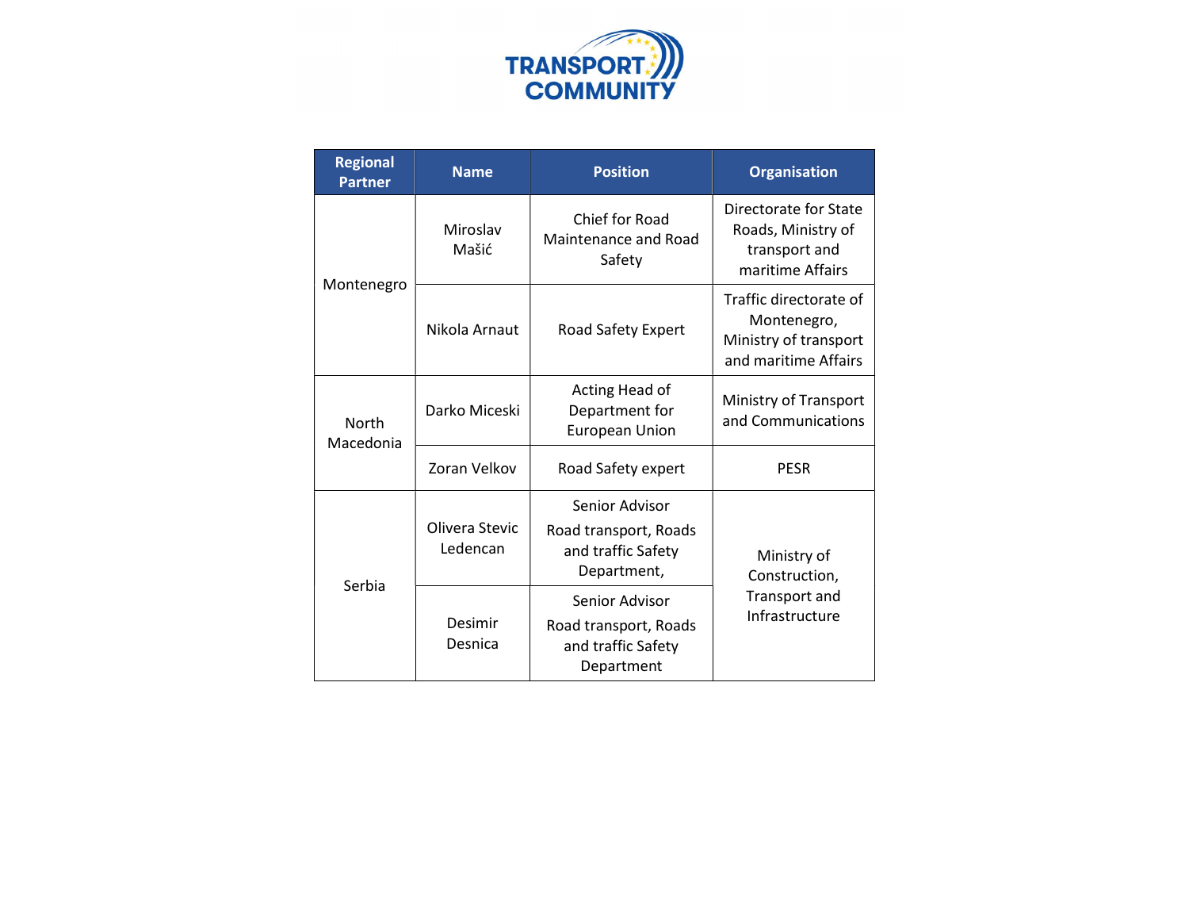| Regional Partner | Name | Position | Organisation |
|---|---|---|---|
| Montenegro | Miroslav Mašić | Chief for Road Maintenance and Road Safety | Directorate for State Roads, Ministry of transport and maritime Affairs |
| | Nikola Arnaut | Road Safety Expert | Traffic directorate of Montenegro, Ministry of transport and maritime Affairs |
| North Macedonia | Darko Miceski | Acting Head of Department for European Union | Ministry of Transport and Communications |
| | Zoran Velkov | Road Safety expert | PESR |
| Serbia | Olivera Stevic Ledencan | Senior Advisor Road transport, Roads and traffic Safety Department, | Ministry of Construction, Transport and Infrastructure |
| | Desimir Desnica | Senior Advisor Road transport, Roads and traffic Safety Department | |